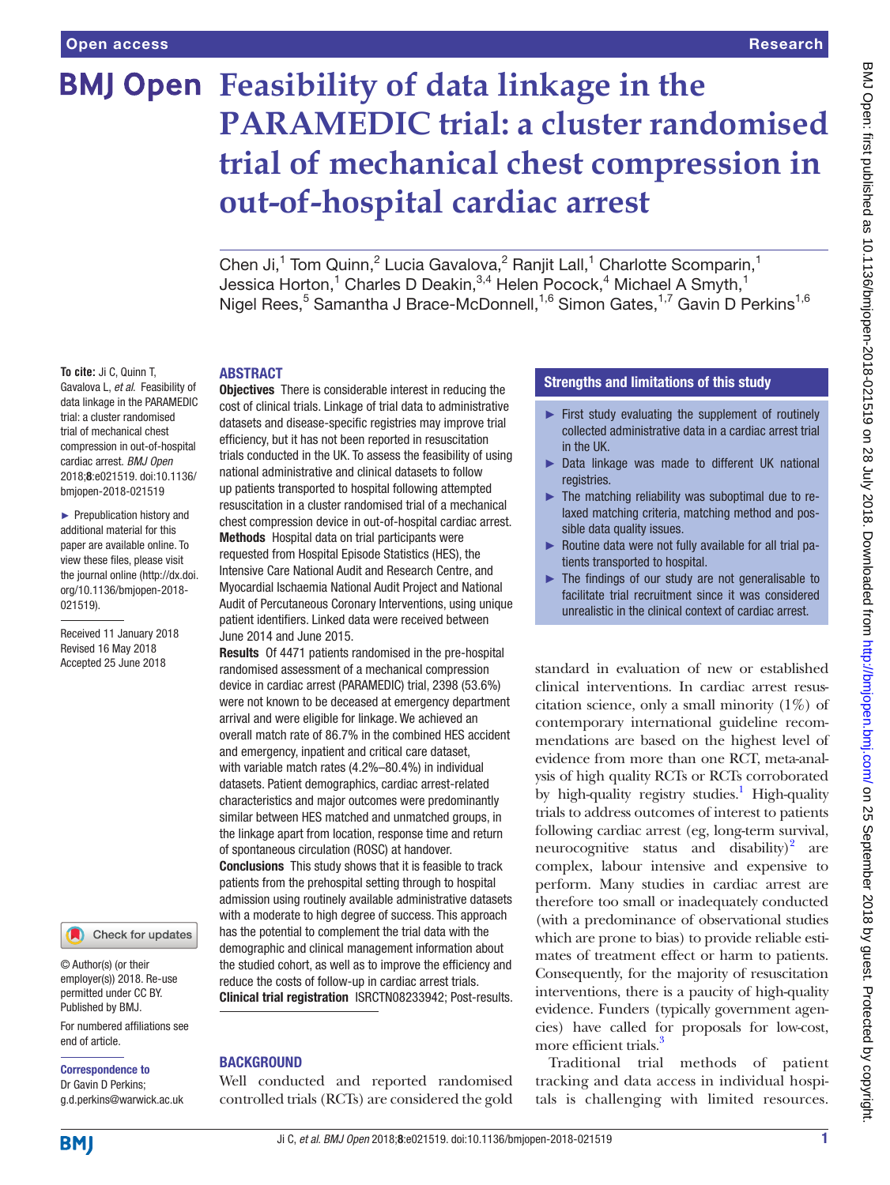Open access

Research

# Feasibility of data linkage in the PARAMEDIC trial: a cluster randomised trial of mechanical chest compression in out-of-hospital cardiac arrest

Chen Ji,[1] Tom Quinn,[2] Lucia Gavalova,[2] Ranjit Lall,[1] Charlotte Scomparin,[1] Jessica Horton,[1] Charles D Deakin,[3,4] Helen Pocock,[4] Michael A Smyth,[1] Nigel Rees,[5] Samantha J Brace-McDonnell,[1,6] Simon Gates,[1,7] Gavin D Perkins[1,6]

**To cite:** Ji C, Quinn T, Gavalova L, *et al*. Feasibility of data linkage in the PARAMEDIC trial: a cluster randomised trial of mechanical chest compression in out-of-hospital cardiac arrest. *BMJ Open* 2018;**8**:e021519. doi:10.1136/bmjopen-2018-021519

► Prepublication history and additional material for this paper are available online. To view these files, please visit the journal online (http://dx.doi.org/10.1136/bmjopen-2018-021519).

Received 11 January 2018
Revised 16 May 2018
Accepted 25 June 2018

© Author(s) (or their employer(s)) 2018. Re-use permitted under CC BY. Published by BMJ.

For numbered affiliations see end of article.

**Correspondence to**
Dr Gavin D Perkins;
g.d.perkins@warwick.ac.uk

## ABSTRACT

**Objectives** There is considerable interest in reducing the cost of clinical trials. Linkage of trial data to administrative datasets and disease-specific registries may improve trial efficiency, but it has not been reported in resuscitation trials conducted in the UK. To assess the feasibility of using national administrative and clinical datasets to follow up patients transported to hospital following attempted resuscitation in a cluster randomised trial of a mechanical chest compression device in out-of-hospital cardiac arrest.

**Methods** Hospital data on trial participants were requested from Hospital Episode Statistics (HES), the Intensive Care National Audit and Research Centre, and Myocardial Ischaemia National Audit Project and National Audit of Percutaneous Coronary Interventions, using unique patient identifiers. Linked data were received between June 2014 and June 2015.

**Results** Of 4471 patients randomised in the pre-hospital randomised assessment of a mechanical compression device in cardiac arrest (PARAMEDIC) trial, 2398 (53.6%) were not known to be deceased at emergency department arrival and were eligible for linkage. We achieved an overall match rate of 86.7% in the combined HES accident and emergency, inpatient and critical care dataset, with variable match rates (4.2%–80.4%) in individual datasets. Patient demographics, cardiac arrest-related characteristics and major outcomes were predominantly similar between HES matched and unmatched groups, in the linkage apart from location, response time and return of spontaneous circulation (ROSC) at handover.

**Conclusions** This study shows that it is feasible to track patients from the prehospital setting through to hospital admission using routinely available administrative datasets with a moderate to high degree of success. This approach has the potential to complement the trial data with the demographic and clinical management information about the studied cohort, as well as to improve the efficiency and reduce the costs of follow-up in cardiac arrest trials.

**Clinical trial registration** ISRCTN08233942; Post-results.

## Strengths and limitations of this study

- ► First study evaluating the supplement of routinely collected administrative data in a cardiac arrest trial in the UK.
- ► Data linkage was made to different UK national registries.
- ► The matching reliability was suboptimal due to relaxed matching criteria, matching method and possible data quality issues.
- ► Routine data were not fully available for all trial patients transported to hospital.
- ► The findings of our study are not generalisable to facilitate trial recruitment since it was considered unrealistic in the clinical context of cardiac arrest.

## BACKGROUND

Well conducted and reported randomised controlled trials (RCTs) are considered the gold standard in evaluation of new or established clinical interventions. In cardiac arrest resuscitation science, only a small minority (1%) of contemporary international guideline recommendations are based on the highest level of evidence from more than one RCT, meta-analysis of high quality RCTs or RCTs corroborated by high-quality registry studies.[1] High-quality trials to address outcomes of interest to patients following cardiac arrest (eg, long-term survival, neurocognitive status and disability)[2] are complex, labour intensive and expensive to perform. Many studies in cardiac arrest are therefore too small or inadequately conducted (with a predominance of observational studies which are prone to bias) to provide reliable estimates of treatment effect or harm to patients. Consequently, for the majority of resuscitation interventions, there is a paucity of high-quality evidence. Funders (typically government agencies) have called for proposals for low-cost, more efficient trials.[3]

Traditional trial methods of patient tracking and data access in individual hospitals is challenging with limited resources.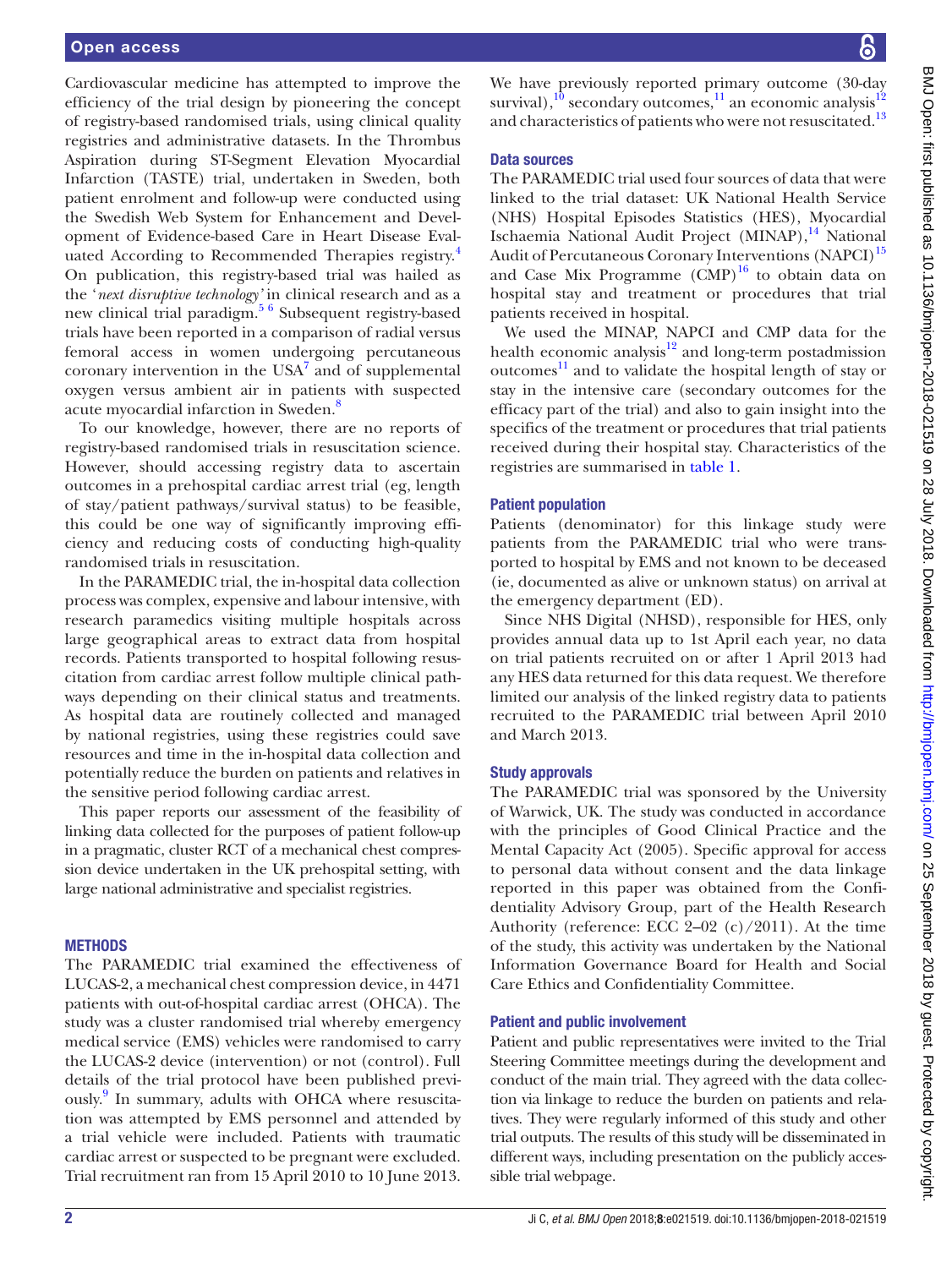Cardiovascular medicine has attempted to improve the efficiency of the trial design by pioneering the concept of registry-based randomised trials, using clinical quality registries and administrative datasets. In the Thrombus Aspiration during ST-Segment Elevation Myocardial Infarction (TASTE) trial, undertaken in Sweden, both patient enrolment and follow-up were conducted using the Swedish Web System for Enhancement and Development of Evidence-based Care in Heart Disease Evaluated According to Recommended Therapies registry.[4] On publication, this registry-based trial was hailed as the '*next disruptive technology*' in clinical research and as a new clinical trial paradigm.[5 6] Subsequent registry-based trials have been reported in a comparison of radial versus femoral access in women undergoing percutaneous coronary intervention in the USA[7] and of supplemental oxygen versus ambient air in patients with suspected acute myocardial infarction in Sweden.[8]

To our knowledge, however, there are no reports of registry-based randomised trials in resuscitation science. However, should accessing registry data to ascertain outcomes in a prehospital cardiac arrest trial (eg, length of stay/patient pathways/survival status) to be feasible, this could be one way of significantly improving efficiency and reducing costs of conducting high-quality randomised trials in resuscitation.

In the PARAMEDIC trial, the in-hospital data collection process was complex, expensive and labour intensive, with research paramedics visiting multiple hospitals across large geographical areas to extract data from hospital records. Patients transported to hospital following resuscitation from cardiac arrest follow multiple clinical pathways depending on their clinical status and treatments. As hospital data are routinely collected and managed by national registries, using these registries could save resources and time in the in-hospital data collection and potentially reduce the burden on patients and relatives in the sensitive period following cardiac arrest.

This paper reports our assessment of the feasibility of linking data collected for the purposes of patient follow-up in a pragmatic, cluster RCT of a mechanical chest compression device undertaken in the UK prehospital setting, with large national administrative and specialist registries.

## METHODS

The PARAMEDIC trial examined the effectiveness of LUCAS-2, a mechanical chest compression device, in 4471 patients with out-of-hospital cardiac arrest (OHCA). The study was a cluster randomised trial whereby emergency medical service (EMS) vehicles were randomised to carry the LUCAS-2 device (intervention) or not (control). Full details of the trial protocol have been published previously.[9] In summary, adults with OHCA where resuscitation was attempted by EMS personnel and attended by a trial vehicle were included. Patients with traumatic cardiac arrest or suspected to be pregnant were excluded. Trial recruitment ran from 15 April 2010 to 10 June 2013.

We have previously reported primary outcome (30-day survival),[10] secondary outcomes,[11] an economic analysis[12] and characteristics of patients who were not resuscitated.[13]

### Data sources

The PARAMEDIC trial used four sources of data that were linked to the trial dataset: UK National Health Service (NHS) Hospital Episodes Statistics (HES), Myocardial Ischaemia National Audit Project (MINAP),[14] National Audit of Percutaneous Coronary Interventions (NAPCI)[15] and Case Mix Programme (CMP)[16] to obtain data on hospital stay and treatment or procedures that trial patients received in hospital.

We used the MINAP, NAPCI and CMP data for the health economic analysis[12] and long-term postadmission outcomes[11] and to validate the hospital length of stay or stay in the intensive care (secondary outcomes for the efficacy part of the trial) and also to gain insight into the specifics of the treatment or procedures that trial patients received during their hospital stay. Characteristics of the registries are summarised in table 1.

### Patient population

Patients (denominator) for this linkage study were patients from the PARAMEDIC trial who were transported to hospital by EMS and not known to be deceased (ie, documented as alive or unknown status) on arrival at the emergency department (ED).

Since NHS Digital (NHSD), responsible for HES, only provides annual data up to 1st April each year, no data on trial patients recruited on or after 1 April 2013 had any HES data returned for this data request. We therefore limited our analysis of the linked registry data to patients recruited to the PARAMEDIC trial between April 2010 and March 2013.

### Study approvals

The PARAMEDIC trial was sponsored by the University of Warwick, UK. The study was conducted in accordance with the principles of Good Clinical Practice and the Mental Capacity Act (2005). Specific approval for access to personal data without consent and the data linkage reported in this paper was obtained from the Confidentiality Advisory Group, part of the Health Research Authority (reference: ECC 2–02 (c)/2011). At the time of the study, this activity was undertaken by the National Information Governance Board for Health and Social Care Ethics and Confidentiality Committee.

### Patient and public involvement

Patient and public representatives were invited to the Trial Steering Committee meetings during the development and conduct of the main trial. They agreed with the data collection via linkage to reduce the burden on patients and relatives. They were regularly informed of this study and other trial outputs. The results of this study will be disseminated in different ways, including presentation on the publicly accessible trial webpage.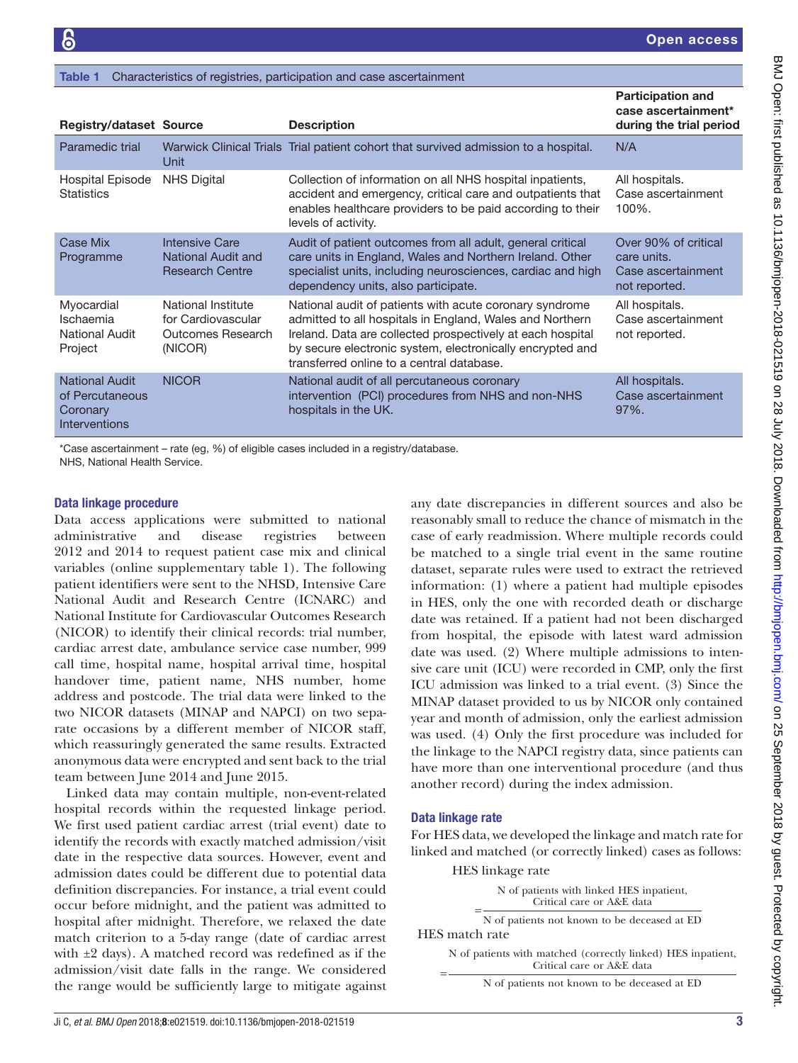Table 1 Characteristics of registries, participation and case ascertainment

| Registry/dataset | Source | Description | Participation and case ascertainment* during the trial period |
|---|---|---|---|
| Paramedic trial | Warwick Clinical Trials Unit | Trial patient cohort that survived admission to a hospital. | N/A |
| Hospital Episode Statistics | NHS Digital | Collection of information on all NHS hospital inpatients, accident and emergency, critical care and outpatients that enables healthcare providers to be paid according to their levels of activity. | All hospitals. Case ascertainment 100%. |
| Case Mix Programme | Intensive Care National Audit and Research Centre | Audit of patient outcomes from all adult, general critical care units in England, Wales and Northern Ireland. Other specialist units, including neurosciences, cardiac and high dependency units, also participate. | Over 90% of critical care units. Case ascertainment not reported. |
| Myocardial Ischaemia National Audit Project | National Institute for Cardiovascular Outcomes Research (NICOR) | National audit of patients with acute coronary syndrome admitted to all hospitals in England, Wales and Northern Ireland. Data are collected prospectively at each hospital by secure electronic system, electronically encrypted and transferred online to a central database. | All hospitals. Case ascertainment not reported. |
| National Audit of Percutaneous Coronary Interventions | NICOR | National audit of all percutaneous coronary intervention (PCI) procedures from NHS and non-NHS hospitals in the UK. | All hospitals. Case ascertainment 97%. |

*Case ascertainment – rate (eg, %) of eligible cases included in a registry/database.
NHS, National Health Service.

### Data linkage procedure

Data access applications were submitted to national administrative and disease registries between 2012 and 2014 to request patient case mix and clinical variables (online supplementary table 1). The following patient identifiers were sent to the NHSD, Intensive Care National Audit and Research Centre (ICNARC) and National Institute for Cardiovascular Outcomes Research (NICOR) to identify their clinical records: trial number, cardiac arrest date, ambulance service case number, 999 call time, hospital name, hospital arrival time, hospital handover time, patient name, NHS number, home address and postcode. The trial data were linked to the two NICOR datasets (MINAP and NAPCI) on two separate occasions by a different member of NICOR staff, which reassuringly generated the same results. Extracted anonymous data were encrypted and sent back to the trial team between June 2014 and June 2015.

Linked data may contain multiple, non-event-related hospital records within the requested linkage period. We first used patient cardiac arrest (trial event) date to identify the records with exactly matched admission/visit date in the respective data sources. However, event and admission dates could be different due to potential data definition discrepancies. For instance, a trial event could occur before midnight, and the patient was admitted to hospital after midnight. Therefore, we relaxed the date match criterion to a 5-day range (date of cardiac arrest with ±2 days). A matched record was redefined as if the admission/visit date falls in the range. We considered the range would be sufficiently large to mitigate against any date discrepancies in different sources and also be reasonably small to reduce the chance of mismatch in the case of early readmission. Where multiple records could be matched to a single trial event in the same routine dataset, separate rules were used to extract the retrieved information: (1) where a patient had multiple episodes in HES, only the one with recorded death or discharge date was retained. If a patient had not been discharged from hospital, the episode with latest ward admission date was used. (2) Where multiple admissions to intensive care unit (ICU) were recorded in CMP, only the first ICU admission was linked to a trial event. (3) Since the MINAP dataset provided to us by NICOR only contained year and month of admission, only the earliest admission was used. (4) Only the first procedure was included for the linkage to the NAPCI registry data, since patients can have more than one interventional procedure (and thus another record) during the index admission.

### Data linkage rate

For HES data, we developed the linkage and match rate for linked and matched (or correctly linked) cases as follows:

$$\text{HES linkage rate} = \frac{\text{N of patients with linked HES inpatient, Critical care or A\&E data}}{\text{N of patients not known to be deceased at ED}}$$

$$\text{HES match rate} = \frac{\text{N of patients with matched (correctly linked) HES inpatient, Critical care or A\&E data}}{\text{N of patients not known to be deceased at ED}}$$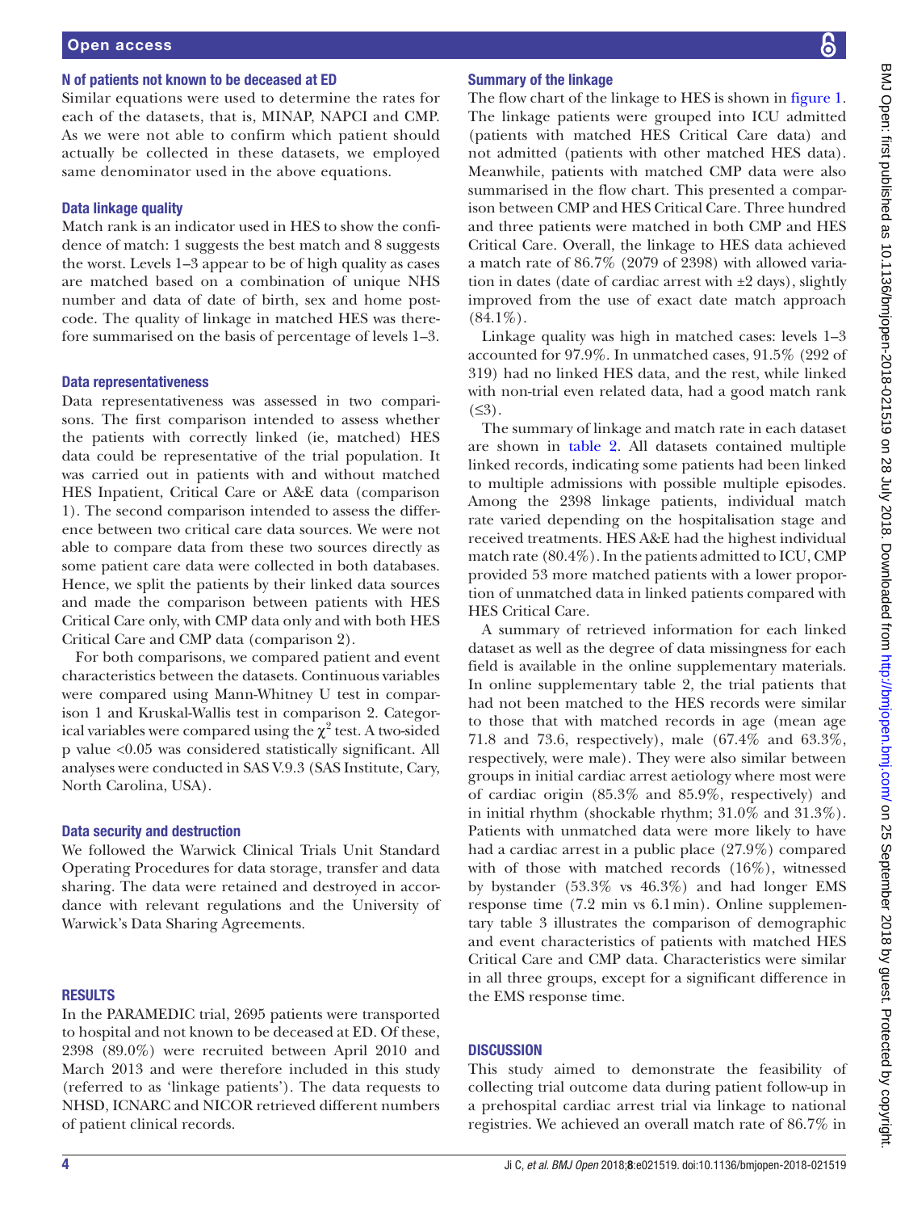### N of patients not known to be deceased at ED

Similar equations were used to determine the rates for each of the datasets, that is, MINAP, NAPCI and CMP. As we were not able to confirm which patient should actually be collected in these datasets, we employed same denominator used in the above equations.

### Data linkage quality

Match rank is an indicator used in HES to show the confidence of match: 1 suggests the best match and 8 suggests the worst. Levels 1–3 appear to be of high quality as cases are matched based on a combination of unique NHS number and data of date of birth, sex and home postcode. The quality of linkage in matched HES was therefore summarised on the basis of percentage of levels 1–3.

### Data representativeness

Data representativeness was assessed in two comparisons. The first comparison intended to assess whether the patients with correctly linked (ie, matched) HES data could be representative of the trial population. It was carried out in patients with and without matched HES Inpatient, Critical Care or A&E data (comparison 1). The second comparison intended to assess the difference between two critical care data sources. We were not able to compare data from these two sources directly as some patient care data were collected in both databases. Hence, we split the patients by their linked data sources and made the comparison between patients with HES Critical Care only, with CMP data only and with both HES Critical Care and CMP data (comparison 2).

For both comparisons, we compared patient and event characteristics between the datasets. Continuous variables were compared using Mann-Whitney U test in comparison 1 and Kruskal-Wallis test in comparison 2. Categorical variables were compared using the $\chi^2$ test. A two-sided p value <0.05 was considered statistically significant. All analyses were conducted in SAS V.9.3 (SAS Institute, Cary, North Carolina, USA).

### Data security and destruction

We followed the Warwick Clinical Trials Unit Standard Operating Procedures for data storage, transfer and data sharing. The data were retained and destroyed in accordance with relevant regulations and the University of Warwick's Data Sharing Agreements.

## RESULTS

In the PARAMEDIC trial, 2695 patients were transported to hospital and not known to be deceased at ED. Of these, 2398 (89.0%) were recruited between April 2010 and March 2013 and were therefore included in this study (referred to as 'linkage patients'). The data requests to NHSD, ICNARC and NICOR retrieved different numbers of patient clinical records.

### Summary of the linkage

The flow chart of the linkage to HES is shown in figure 1. The linkage patients were grouped into ICU admitted (patients with matched HES Critical Care data) and not admitted (patients with other matched HES data). Meanwhile, patients with matched CMP data were also summarised in the flow chart. This presented a comparison between CMP and HES Critical Care. Three hundred and three patients were matched in both CMP and HES Critical Care. Overall, the linkage to HES data achieved a match rate of 86.7% (2079 of 2398) with allowed variation in dates (date of cardiac arrest with ±2 days), slightly improved from the use of exact date match approach (84.1%).

Linkage quality was high in matched cases: levels 1–3 accounted for 97.9%. In unmatched cases, 91.5% (292 of 319) had no linked HES data, and the rest, while linked with non-trial even related data, had a good match rank (≤3).

The summary of linkage and match rate in each dataset are shown in table 2. All datasets contained multiple linked records, indicating some patients had been linked to multiple admissions with possible multiple episodes. Among the 2398 linkage patients, individual match rate varied depending on the hospitalisation stage and received treatments. HES A&E had the highest individual match rate (80.4%). In the patients admitted to ICU, CMP provided 53 more matched patients with a lower proportion of unmatched data in linked patients compared with HES Critical Care.

A summary of retrieved information for each linked dataset as well as the degree of data missingness for each field is available in the online supplementary materials. In online supplementary table 2, the trial patients that had not been matched to the HES records were similar to those that with matched records in age (mean age 71.8 and 73.6, respectively), male (67.4% and 63.3%, respectively, were male). They were also similar between groups in initial cardiac arrest aetiology where most were of cardiac origin (85.3% and 85.9%, respectively) and in initial rhythm (shockable rhythm; 31.0% and 31.3%). Patients with unmatched data were more likely to have had a cardiac arrest in a public place (27.9%) compared with of those with matched records (16%), witnessed by bystander (53.3% vs 46.3%) and had longer EMS response time (7.2 min vs 6.1 min). Online supplementary table 3 illustrates the comparison of demographic and event characteristics of patients with matched HES Critical Care and CMP data. Characteristics were similar in all three groups, except for a significant difference in the EMS response time.

## DISCUSSION

This study aimed to demonstrate the feasibility of collecting trial outcome data during patient follow-up in a prehospital cardiac arrest trial via linkage to national registries. We achieved an overall match rate of 86.7% in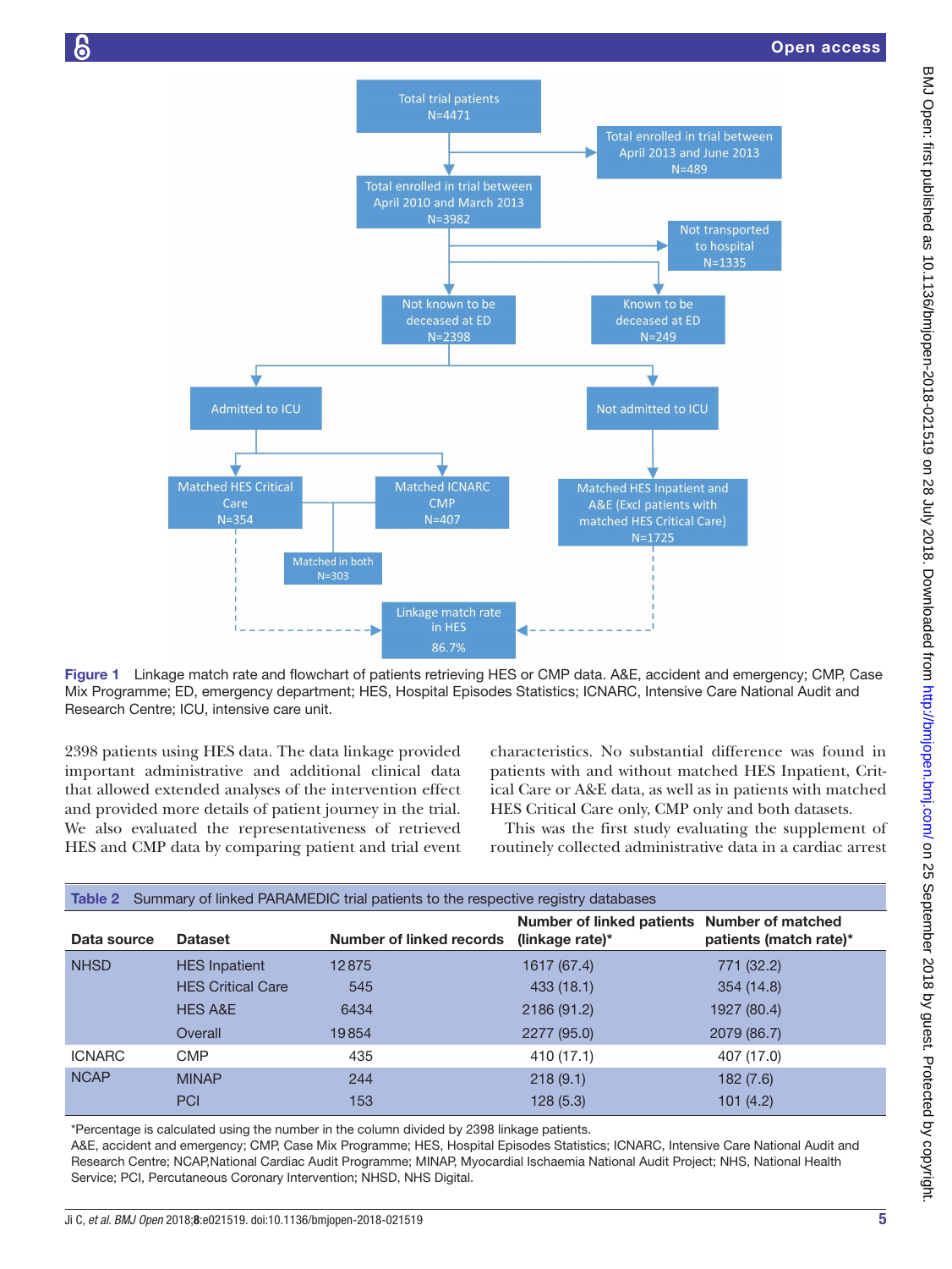Figure 1 Linkage match rate and flowchart of patients retrieving HES or CMP data. A&E, accident and emergency; CMP, Case Mix Programme; ED, emergency department; HES, Hospital Episodes Statistics; ICNARC, Intensive Care National Audit and Research Centre; ICU, intensive care unit.

2398 patients using HES data. The data linkage provided important administrative and additional clinical data that allowed extended analyses of the intervention effect and provided more details of patient journey in the trial. We also evaluated the representativeness of retrieved HES and CMP data by comparing patient and trial event characteristics. No substantial difference was found in patients with and without matched HES Inpatient, Critical Care or A&E data, as well as in patients with matched HES Critical Care only, CMP only and both datasets.

This was the first study evaluating the supplement of routinely collected administrative data in a cardiac arrest

**Table 2** Summary of linked PARAMEDIC trial patients to the respective registry databases

| Data source | Dataset | Number of linked records | Number of linked patients (linkage rate)* | Number of matched patients (match rate)* |
|---|---|---|---|---|
| NHSD | HES Inpatient | 12875 | 1617 (67.4) | 771 (32.2) |
| | HES Critical Care | 545 | 433 (18.1) | 354 (14.8) |
| | HES A&E | 6434 | 2186 (91.2) | 1927 (80.4) |
| | Overall | 19854 | 2277 (95.0) | 2079 (86.7) |
| ICNARC | CMP | 435 | 410 (17.1) | 407 (17.0) |
| NCAP | MINAP | 244 | 218 (9.1) | 182 (7.6) |
| | PCI | 153 | 128 (5.3) | 101 (4.2) |

*Percentage is calculated using the number in the column divided by 2398 linkage patients.

A&E, accident and emergency; CMP, Case Mix Programme; HES, Hospital Episodes Statistics; ICNARC, Intensive Care National Audit and Research Centre; NCAP,National Cardiac Audit Programme; MINAP, Myocardial Ischaemia National Audit Project; NHS, National Health Service; PCI, Percutaneous Coronary Intervention; NHSD, NHS Digital.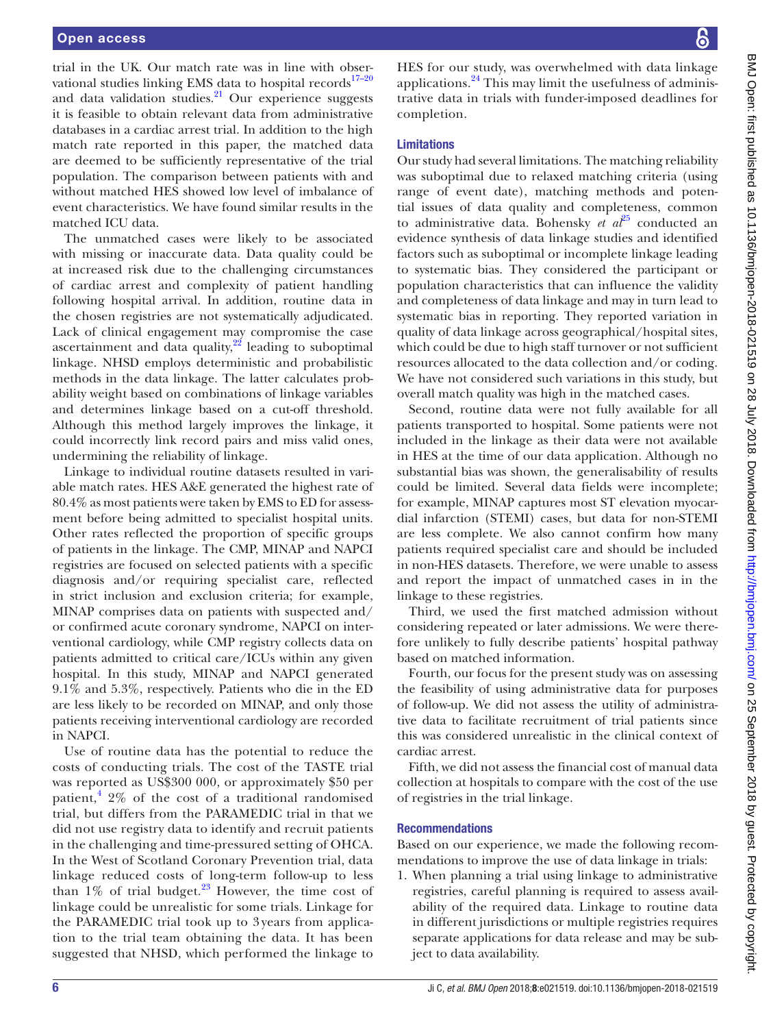trial in the UK. Our match rate was in line with observational studies linking EMS data to hospital records[17–20] and data validation studies.[21] Our experience suggests it is feasible to obtain relevant data from administrative databases in a cardiac arrest trial. In addition to the high match rate reported in this paper, the matched data are deemed to be sufficiently representative of the trial population. The comparison between patients with and without matched HES showed low level of imbalance of event characteristics. We have found similar results in the matched ICU data.

The unmatched cases were likely to be associated with missing or inaccurate data. Data quality could be at increased risk due to the challenging circumstances of cardiac arrest and complexity of patient handling following hospital arrival. In addition, routine data in the chosen registries are not systematically adjudicated. Lack of clinical engagement may compromise the case ascertainment and data quality,[22] leading to suboptimal linkage. NHSD employs deterministic and probabilistic methods in the data linkage. The latter calculates probability weight based on combinations of linkage variables and determines linkage based on a cut-off threshold. Although this method largely improves the linkage, it could incorrectly link record pairs and miss valid ones, undermining the reliability of linkage.

Linkage to individual routine datasets resulted in variable match rates. HES A&E generated the highest rate of 80.4% as most patients were taken by EMS to ED for assessment before being admitted to specialist hospital units. Other rates reflected the proportion of specific groups of patients in the linkage. The CMP, MINAP and NAPCI registries are focused on selected patients with a specific diagnosis and/or requiring specialist care, reflected in strict inclusion and exclusion criteria; for example, MINAP comprises data on patients with suspected and/or confirmed acute coronary syndrome, NAPCI on interventional cardiology, while CMP registry collects data on patients admitted to critical care/ICUs within any given hospital. In this study, MINAP and NAPCI generated 9.1% and 5.3%, respectively. Patients who die in the ED are less likely to be recorded on MINAP, and only those patients receiving interventional cardiology are recorded in NAPCI.

Use of routine data has the potential to reduce the costs of conducting trials. The cost of the TASTE trial was reported as US$300 000, or approximately $50 per patient,[4] 2% of the cost of a traditional randomised trial, but differs from the PARAMEDIC trial in that we did not use registry data to identify and recruit patients in the challenging and time-pressured setting of OHCA. In the West of Scotland Coronary Prevention trial, data linkage reduced costs of long-term follow-up to less than 1% of trial budget.[23] However, the time cost of linkage could be unrealistic for some trials. Linkage for the PARAMEDIC trial took up to 3 years from application to the trial team obtaining the data. It has been suggested that NHSD, which performed the linkage to HES for our study, was overwhelmed with data linkage applications.[24] This may limit the usefulness of administrative data in trials with funder-imposed deadlines for completion.

## Limitations

Our study had several limitations. The matching reliability was suboptimal due to relaxed matching criteria (using range of event date), matching methods and potential issues of data quality and completeness, common to administrative data. Bohensky *et al*[25] conducted an evidence synthesis of data linkage studies and identified factors such as suboptimal or incomplete linkage leading to systematic bias. They considered the participant or population characteristics that can influence the validity and completeness of data linkage and may in turn lead to systematic bias in reporting. They reported variation in quality of data linkage across geographical/hospital sites, which could be due to high staff turnover or not sufficient resources allocated to the data collection and/or coding. We have not considered such variations in this study, but overall match quality was high in the matched cases.

Second, routine data were not fully available for all patients transported to hospital. Some patients were not included in the linkage as their data were not available in HES at the time of our data application. Although no substantial bias was shown, the generalisability of results could be limited. Several data fields were incomplete; for example, MINAP captures most ST elevation myocardial infarction (STEMI) cases, but data for non-STEMI are less complete. We also cannot confirm how many patients required specialist care and should be included in non-HES datasets. Therefore, we were unable to assess and report the impact of unmatched cases in in the linkage to these registries.

Third, we used the first matched admission without considering repeated or later admissions. We were therefore unlikely to fully describe patients' hospital pathway based on matched information.

Fourth, our focus for the present study was on assessing the feasibility of using administrative data for purposes of follow-up. We did not assess the utility of administrative data to facilitate recruitment of trial patients since this was considered unrealistic in the clinical context of cardiac arrest.

Fifth, we did not assess the financial cost of manual data collection at hospitals to compare with the cost of the use of registries in the trial linkage.

## Recommendations

Based on our experience, we made the following recommendations to improve the use of data linkage in trials:

1. When planning a trial using linkage to administrative registries, careful planning is required to assess availability of the required data. Linkage to routine data in different jurisdictions or multiple registries requires separate applications for data release and may be subject to data availability.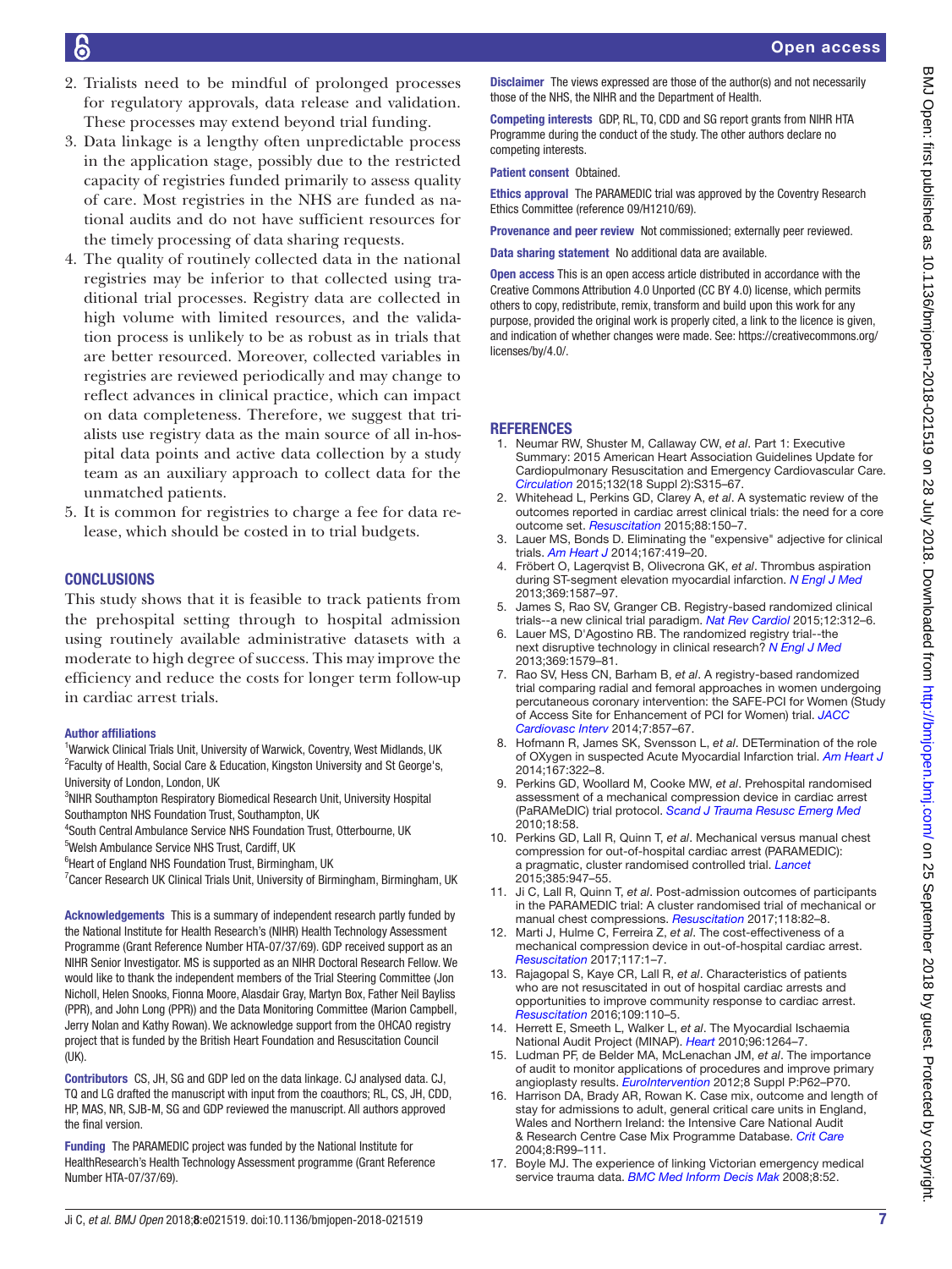2. Trialists need to be mindful of prolonged processes for regulatory approvals, data release and validation. These processes may extend beyond trial funding.
3. Data linkage is a lengthy often unpredictable process in the application stage, possibly due to the restricted capacity of registries funded primarily to assess quality of care. Most registries in the NHS are funded as national audits and do not have sufficient resources for the timely processing of data sharing requests.
4. The quality of routinely collected data in the national registries may be inferior to that collected using traditional trial processes. Registry data are collected in high volume with limited resources, and the validation process is unlikely to be as robust as in trials that are better resourced. Moreover, collected variables in registries are reviewed periodically and may change to reflect advances in clinical practice, which can impact on data completeness. Therefore, we suggest that trialists use registry data as the main source of all in-hospital data points and active data collection by a study team as an auxiliary approach to collect data for the unmatched patients.
5. It is common for registries to charge a fee for data release, which should be costed in to trial budgets.

## CONCLUSIONS

This study shows that it is feasible to track patients from the prehospital setting through to hospital admission using routinely available administrative datasets with a moderate to high degree of success. This may improve the efficiency and reduce the costs for longer term follow-up in cardiac arrest trials.

**Author affiliations**

[1]Warwick Clinical Trials Unit, University of Warwick, Coventry, West Midlands, UK
[2]Faculty of Health, Social Care & Education, Kingston University and St George's, University of London, London, UK
[3]NIHR Southampton Respiratory Biomedical Research Unit, University Hospital Southampton NHS Foundation Trust, Southampton, UK
[4]South Central Ambulance Service NHS Foundation Trust, Otterbourne, UK
[5]Welsh Ambulance Service NHS Trust, Cardiff, UK
[6]Heart of England NHS Foundation Trust, Birmingham, UK
[7]Cancer Research UK Clinical Trials Unit, University of Birmingham, Birmingham, UK

**Acknowledgements** This is a summary of independent research partly funded by the National Institute for Health Research's (NIHR) Health Technology Assessment Programme (Grant Reference Number HTA-07/37/69). GDP received support as an NIHR Senior Investigator. MS is supported as an NIHR Doctoral Research Fellow. We would like to thank the independent members of the Trial Steering Committee (Jon Nicholl, Helen Snooks, Fionna Moore, Alasdair Gray, Martyn Box, Father Neil Bayliss (PPR), and John Long (PPR)) and the Data Monitoring Committee (Marion Campbell, Jerry Nolan and Kathy Rowan). We acknowledge support from the OHCAO registry project that is funded by the British Heart Foundation and Resuscitation Council (UK).

**Contributors** CS, JH, SG and GDP led on the data linkage. CJ analysed data. CJ, TQ and LG drafted the manuscript with input from the coauthors; RL, CS, JH, CDD, HP, MAS, NR, SJB-M, SG and GDP reviewed the manuscript. All authors approved the final version.

**Funding** The PARAMEDIC project was funded by the National Institute for HealthResearch's Health Technology Assessment programme (Grant Reference Number HTA-07/37/69).

**Disclaimer** The views expressed are those of the author(s) and not necessarily those of the NHS, the NIHR and the Department of Health.

**Competing interests** GDP, RL, TQ, CDD and SG report grants from NIHR HTA Programme during the conduct of the study. The other authors declare no competing interests.

**Patient consent** Obtained.

**Ethics approval** The PARAMEDIC trial was approved by the Coventry Research Ethics Committee (reference 09/H1210/69).

**Provenance and peer review** Not commissioned; externally peer reviewed.

**Data sharing statement** No additional data are available.

**Open access** This is an open access article distributed in accordance with the Creative Commons Attribution 4.0 Unported (CC BY 4.0) license, which permits others to copy, redistribute, remix, transform and build upon this work for any purpose, provided the original work is properly cited, a link to the licence is given, and indication of whether changes were made. See: https://creativecommons.org/licenses/by/4.0/.

## REFERENCES

1. Neumar RW, Shuster M, Callaway CW, *et al*. Part 1: Executive Summary: 2015 American Heart Association Guidelines Update for Cardiopulmonary Resuscitation and Emergency Cardiovascular Care. *Circulation* 2015;132(18 Suppl 2):S315–67.
2. Whitehead L, Perkins GD, Clarey A, *et al*. A systematic review of the outcomes reported in cardiac arrest clinical trials: the need for a core outcome set. *Resuscitation* 2015;88:150–7.
3. Lauer MS, Bonds D. Eliminating the "expensive" adjective for clinical trials. *Am Heart J* 2014;167:419–20.
4. Fröbert O, Lagerqvist B, Olivecrona GK, *et al*. Thrombus aspiration during ST-segment elevation myocardial infarction. *N Engl J Med* 2013;369:1587–97.
5. James S, Rao SV, Granger CB. Registry-based randomized clinical trials--a new clinical trial paradigm. *Nat Rev Cardiol* 2015;12:312–6.
6. Lauer MS, D'Agostino RB. The randomized registry trial--the next disruptive technology in clinical research? *N Engl J Med* 2013;369:1579–81.
7. Rao SV, Hess CN, Barham B, *et al*. A registry-based randomized trial comparing radial and femoral approaches in women undergoing percutaneous coronary intervention: the SAFE-PCI for Women (Study of Access Site for Enhancement of PCI for Women) trial. *JACC Cardiovasc Interv* 2014;7:857–67.
8. Hofmann R, James SK, Svensson L, *et al*. DETermination of the role of OXygen in suspected Acute Myocardial Infarction trial. *Am Heart J* 2014;167:322–8.
9. Perkins GD, Woollard M, Cooke MW, *et al*. Prehospital randomised assessment of a mechanical compression device in cardiac arrest (PaRAMeDIC) trial protocol. *Scand J Trauma Resusc Emerg Med* 2010;18:58.
10. Perkins GD, Lall R, Quinn T, *et al*. Mechanical versus manual chest compression for out-of-hospital cardiac arrest (PARAMEDIC): a pragmatic, cluster randomised controlled trial. *Lancet* 2015;385:947–55.
11. Ji C, Lall R, Quinn T, *et al*. Post-admission outcomes of participants in the PARAMEDIC trial: A cluster randomised trial of mechanical or manual chest compressions. *Resuscitation* 2017;118:82–8.
12. Marti J, Hulme C, Ferreira Z, *et al*. The cost-effectiveness of a mechanical compression device in out-of-hospital cardiac arrest. *Resuscitation* 2017;117:1–7.
13. Rajagopal S, Kaye CR, Lall R, *et al*. Characteristics of patients who are not resuscitated in out of hospital cardiac arrests and opportunities to improve community response to cardiac arrest. *Resuscitation* 2016;109:110–5.
14. Herrett E, Smeeth L, Walker L, *et al*. The Myocardial Ischaemia National Audit Project (MINAP). *Heart* 2010;96:1264–7.
15. Ludman PF, de Belder MA, McLenachan JM, *et al*. The importance of audit to monitor applications of procedures and improve primary angioplasty results. *EuroIntervention* 2012;8 Suppl P:P62–P70.
16. Harrison DA, Brady AR, Rowan K. Case mix, outcome and length of stay for admissions to adult, general critical care units in England, Wales and Northern Ireland: the Intensive Care National Audit & Research Centre Case Mix Programme Database. *Crit Care* 2004;8:R99–111.
17. Boyle MJ. The experience of linking Victorian emergency medical service trauma data. *BMC Med Inform Decis Mak* 2008;8:52.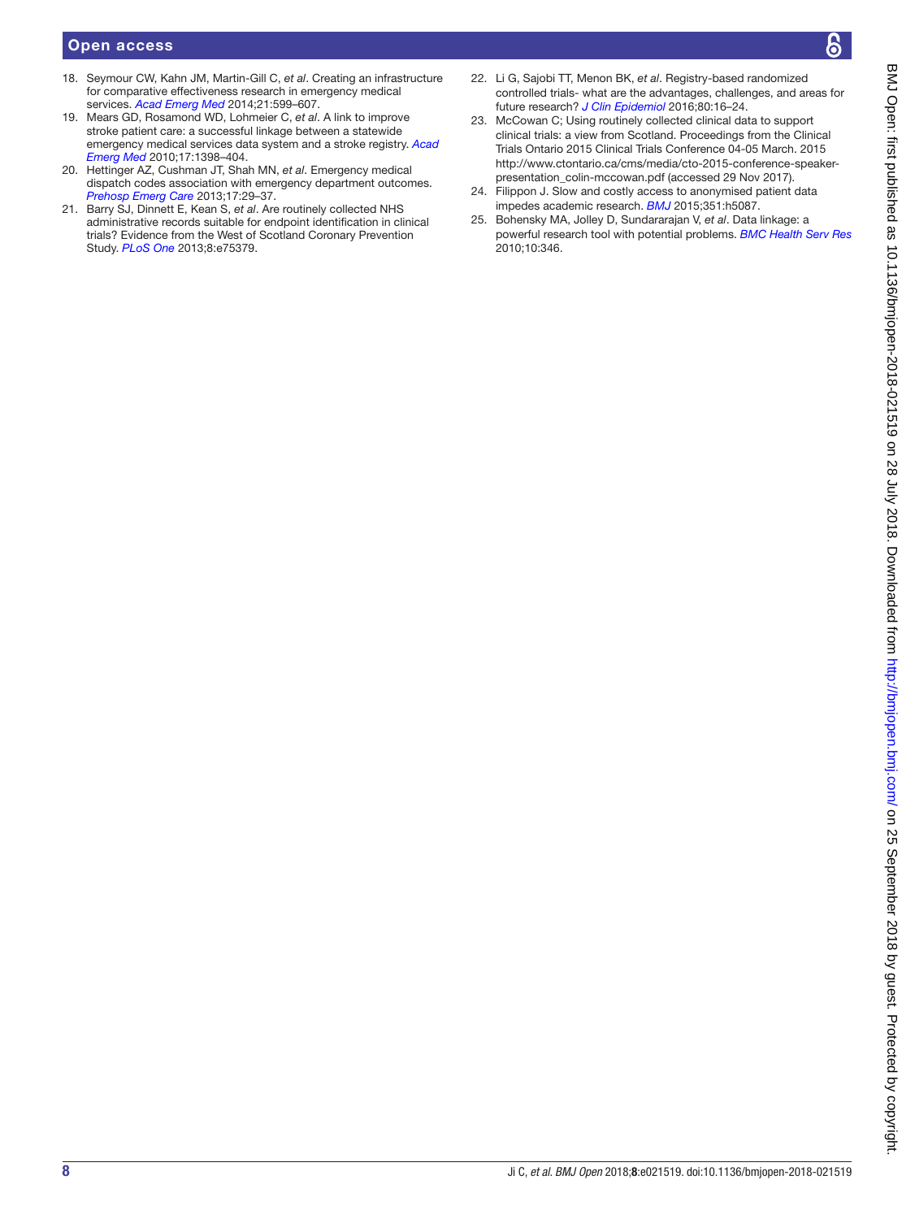18. Seymour CW, Kahn JM, Martin-Gill C, *et al*. Creating an infrastructure for comparative effectiveness research in emergency medical services. *Acad Emerg Med* 2014;21:599–607.
19. Mears GD, Rosamond WD, Lohmeier C, *et al*. A link to improve stroke patient care: a successful linkage between a statewide emergency medical services data system and a stroke registry. *Acad Emerg Med* 2010;17:1398–404.
20. Hettinger AZ, Cushman JT, Shah MN, *et al*. Emergency medical dispatch codes association with emergency department outcomes. *Prehosp Emerg Care* 2013;17:29–37.
21. Barry SJ, Dinnett E, Kean S, *et al*. Are routinely collected NHS administrative records suitable for endpoint identification in clinical trials? Evidence from the West of Scotland Coronary Prevention Study. *PLoS One* 2013;8:e75379.
22. Li G, Sajobi TT, Menon BK, *et al*. Registry-based randomized controlled trials- what are the advantages, challenges, and areas for future research? *J Clin Epidemiol* 2016;80:16–24.
23. McCowan C; Using routinely collected clinical data to support clinical trials: a view from Scotland. Proceedings from the Clinical Trials Ontario 2015 Clinical Trials Conference 04-05 March. 2015 http://www.ctontario.ca/cms/media/cto-2015-conference-speaker-presentation_colin-mccowan.pdf (accessed 29 Nov 2017).
24. Filippon J. Slow and costly access to anonymised patient data impedes academic research. *BMJ* 2015;351:h5087.
25. Bohensky MA, Jolley D, Sundararajan V, *et al*. Data linkage: a powerful research tool with potential problems. *BMC Health Serv Res* 2010;10:346.